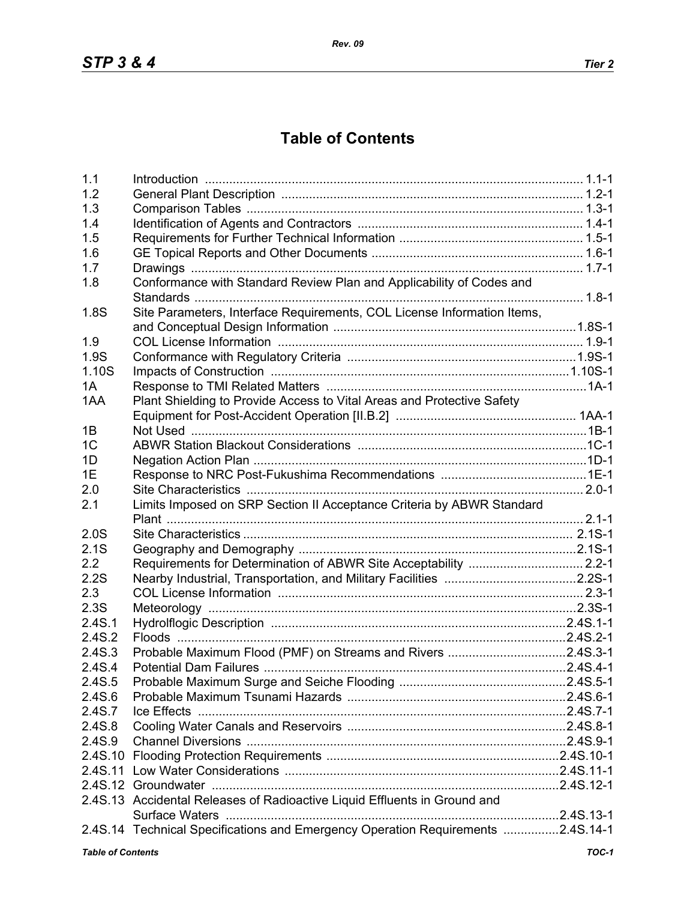# Table of Contents

| | | |
|---|---|---|
| 1.1 | Introduction | 1.1-1 |
| 1.2 | General Plant Description | 1.2-1 |
| 1.3 | Comparison Tables | 1.3-1 |
| 1.4 | Identification of Agents and Contractors | 1.4-1 |
| 1.5 | Requirements for Further Technical Information | 1.5-1 |
| 1.6 | GE Topical Reports and Other Documents | 1.6-1 |
| 1.7 | Drawings | 1.7-1 |
| 1.8 | Conformance with Standard Review Plan and Applicability of Codes and Standards | 1.8-1 |
| 1.8S | Site Parameters, Interface Requirements, COL License Information Items, and Conceptual Design Information | 1.8S-1 |
| 1.9 | COL License Information | 1.9-1 |
| 1.9S | Conformance with Regulatory Criteria | 1.9S-1 |
| 1.10S | Impacts of Construction | 1.10S-1 |
| 1A | Response to TMI Related Matters | 1A-1 |
| 1AA | Plant Shielding to Provide Access to Vital Areas and Protective Safety Equipment for Post-Accident Operation [II.B.2] | 1AA-1 |
| 1B | Not Used | 1B-1 |
| 1C | ABWR Station Blackout Considerations | 1C-1 |
| 1D | Negation Action Plan | 1D-1 |
| 1E | Response to NRC Post-Fukushima Recommendations | 1E-1 |
| 2.0 | Site Characteristics | 2.0-1 |
| 2.1 | Limits Imposed on SRP Section II Acceptance Criteria by ABWR Standard Plant | 2.1-1 |
| 2.0S | Site Characteristics | 2.1S-1 |
| 2.1S | Geography and Demography | 2.1S-1 |
| 2.2 | Requirements for Determination of ABWR Site Acceptability | 2.2-1 |
| 2.2S | Nearby Industrial, Transportation, and Military Facilities | 2.2S-1 |
| 2.3 | COL License Information | 2.3-1 |
| 2.3S | Meteorology | 2.3S-1 |
| 2.4S.1 | Hydrolflogic Description | 2.4S.1-1 |
| 2.4S.2 | Floods | 2.4S.2-1 |
| 2.4S.3 | Probable Maximum Flood (PMF) on Streams and Rivers | 2.4S.3-1 |
| 2.4S.4 | Potential Dam Failures | 2.4S.4-1 |
| 2.4S.5 | Probable Maximum Surge and Seiche Flooding | 2.4S.5-1 |
| 2.4S.6 | Probable Maximum Tsunami Hazards | 2.4S.6-1 |
| 2.4S.7 | Ice Effects | 2.4S.7-1 |
| 2.4S.8 | Cooling Water Canals and Reservoirs | 2.4S.8-1 |
| 2.4S.9 | Channel Diversions | 2.4S.9-1 |
| 2.4S.10 | Flooding Protection Requirements | 2.4S.10-1 |
| 2.4S.11 | Low Water Considerations | 2.4S.11-1 |
| 2.4S.12 | Groundwater | 2.4S.12-1 |
| 2.4S.13 | Accidental Releases of Radioactive Liquid Effluents in Ground and Surface Waters | 2.4S.13-1 |
| 2.4S.14 | Technical Specifications and Emergency Operation Requirements | 2.4S.14-1 |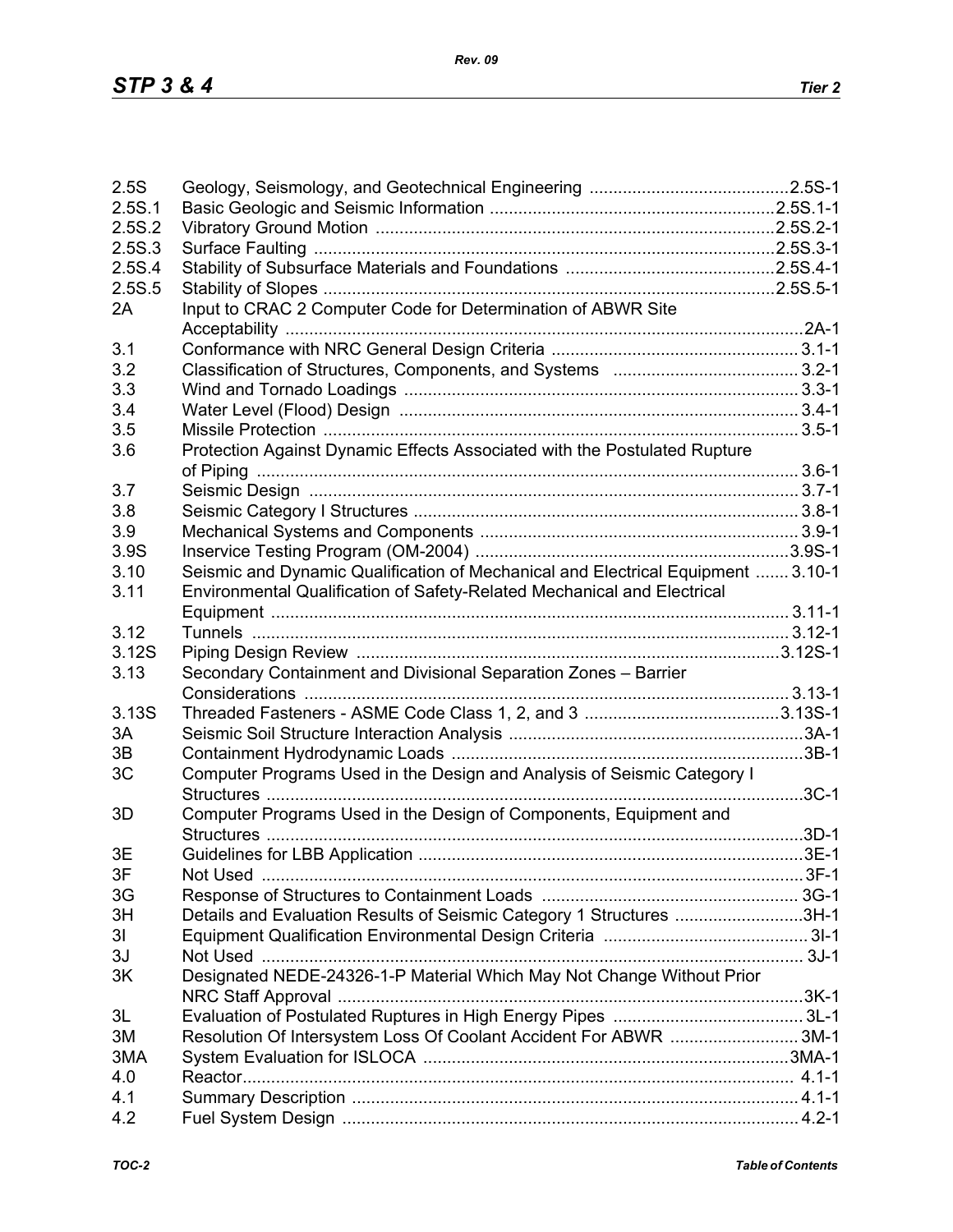| | | |
|---|---|---|
| 2.5S | Geology, Seismology, and Geotechnical Engineering | 2.5S-1 |
| 2.5S.1 | Basic Geologic and Seismic Information | 2.5S.1-1 |
| 2.5S.2 | Vibratory Ground Motion | 2.5S.2-1 |
| 2.5S.3 | Surface Faulting | 2.5S.3-1 |
| 2.5S.4 | Stability of Subsurface Materials and Foundations | 2.5S.4-1 |
| 2.5S.5 | Stability of Slopes | 2.5S.5-1 |
| 2A | Input to CRAC 2 Computer Code for Determination of ABWR Site Acceptability | 2A-1 |
| 3.1 | Conformance with NRC General Design Criteria | 3.1-1 |
| 3.2 | Classification of Structures, Components, and Systems | 3.2-1 |
| 3.3 | Wind and Tornado Loadings | 3.3-1 |
| 3.4 | Water Level (Flood) Design | 3.4-1 |
| 3.5 | Missile Protection | 3.5-1 |
| 3.6 | Protection Against Dynamic Effects Associated with the Postulated Rupture of Piping | 3.6-1 |
| 3.7 | Seismic Design | 3.7-1 |
| 3.8 | Seismic Category I Structures | 3.8-1 |
| 3.9 | Mechanical Systems and Components | 3.9-1 |
| 3.9S | Inservice Testing Program (OM-2004) | 3.9S-1 |
| 3.10 | Seismic and Dynamic Qualification of Mechanical and Electrical Equipment | 3.10-1 |
| 3.11 | Environmental Qualification of Safety-Related Mechanical and Electrical Equipment | 3.11-1 |
| 3.12 | Tunnels | 3.12-1 |
| 3.12S | Piping Design Review | 3.12S-1 |
| 3.13 | Secondary Containment and Divisional Separation Zones – Barrier Considerations | 3.13-1 |
| 3.13S | Threaded Fasteners - ASME Code Class 1, 2, and 3 | 3.13S-1 |
| 3A | Seismic Soil Structure Interaction Analysis | 3A-1 |
| 3B | Containment Hydrodynamic Loads | 3B-1 |
| 3C | Computer Programs Used in the Design and Analysis of Seismic Category I Structures | 3C-1 |
| 3D | Computer Programs Used in the Design of Components, Equipment and Structures | 3D-1 |
| 3E | Guidelines for LBB Application | 3E-1 |
| 3F | Not Used | 3F-1 |
| 3G | Response of Structures to Containment Loads | 3G-1 |
| 3H | Details and Evaluation Results of Seismic Category 1 Structures | 3H-1 |
| 3I | Equipment Qualification Environmental Design Criteria | 3I-1 |
| 3J | Not Used | 3J-1 |
| 3K | Designated NEDE-24326-1-P Material Which May Not Change Without Prior NRC Staff Approval | 3K-1 |
| 3L | Evaluation of Postulated Ruptures in High Energy Pipes | 3L-1 |
| 3M | Resolution Of Intersystem Loss Of Coolant Accident For ABWR | 3M-1 |
| 3MA | System Evaluation for ISLOCA | 3MA-1 |
| 4.0 | Reactor | 4.1-1 |
| 4.1 | Summary Description | 4.1-1 |
| 4.2 | Fuel System Design | 4.2-1 |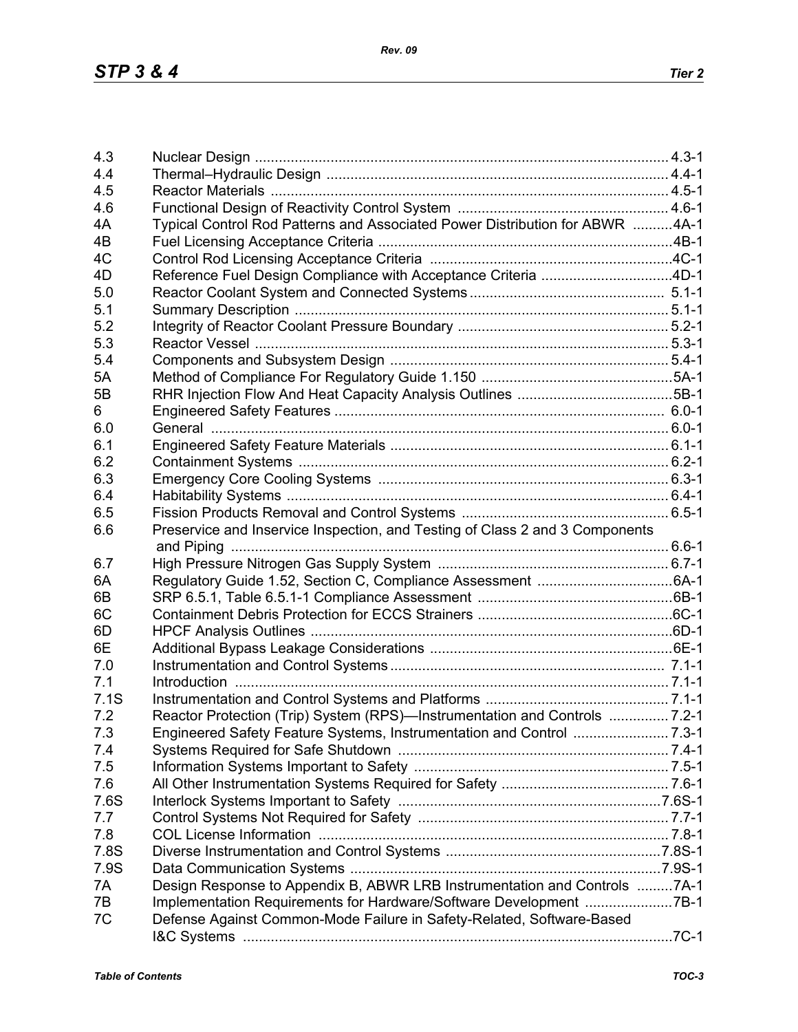| | | |
|---|---|---|
| 4.3 | Nuclear Design | 4.3-1 |
| 4.4 | Thermal–Hydraulic Design | 4.4-1 |
| 4.5 | Reactor Materials | 4.5-1 |
| 4.6 | Functional Design of Reactivity Control System | 4.6-1 |
| 4A | Typical Control Rod Patterns and Associated Power Distribution for ABWR | 4A-1 |
| 4B | Fuel Licensing Acceptance Criteria | 4B-1 |
| 4C | Control Rod Licensing Acceptance Criteria | 4C-1 |
| 4D | Reference Fuel Design Compliance with Acceptance Criteria | 4D-1 |
| 5.0 | Reactor Coolant System and Connected Systems | 5.1-1 |
| 5.1 | Summary Description | 5.1-1 |
| 5.2 | Integrity of Reactor Coolant Pressure Boundary | 5.2-1 |
| 5.3 | Reactor Vessel | 5.3-1 |
| 5.4 | Components and Subsystem Design | 5.4-1 |
| 5A | Method of Compliance For Regulatory Guide 1.150 | 5A-1 |
| 5B | RHR Injection Flow And Heat Capacity Analysis Outlines | 5B-1 |
| 6 | Engineered Safety Features | 6.0-1 |
| 6.0 | General | 6.0-1 |
| 6.1 | Engineered Safety Feature Materials | 6.1-1 |
| 6.2 | Containment Systems | 6.2-1 |
| 6.3 | Emergency Core Cooling Systems | 6.3-1 |
| 6.4 | Habitability Systems | 6.4-1 |
| 6.5 | Fission Products Removal and Control Systems | 6.5-1 |
| 6.6 | Preservice and Inservice Inspection, and Testing of Class 2 and 3 Components and Piping | 6.6-1 |
| 6.7 | High Pressure Nitrogen Gas Supply System | 6.7-1 |
| 6A | Regulatory Guide 1.52, Section C, Compliance Assessment | 6A-1 |
| 6B | SRP 6.5.1, Table 6.5.1-1 Compliance Assessment | 6B-1 |
| 6C | Containment Debris Protection for ECCS Strainers | 6C-1 |
| 6D | HPCF Analysis Outlines | 6D-1 |
| 6E | Additional Bypass Leakage Considerations | 6E-1 |
| 7.0 | Instrumentation and Control Systems | 7.1-1 |
| 7.1 | Introduction | 7.1-1 |
| 7.1S | Instrumentation and Control Systems and Platforms | 7.1-1 |
| 7.2 | Reactor Protection (Trip) System (RPS)—Instrumentation and Controls | 7.2-1 |
| 7.3 | Engineered Safety Feature Systems, Instrumentation and Control | 7.3-1 |
| 7.4 | Systems Required for Safe Shutdown | 7.4-1 |
| 7.5 | Information Systems Important to Safety | 7.5-1 |
| 7.6 | All Other Instrumentation Systems Required for Safety | 7.6-1 |
| 7.6S | Interlock Systems Important to Safety | 7.6S-1 |
| 7.7 | Control Systems Not Required for Safety | 7.7-1 |
| 7.8 | COL License Information | 7.8-1 |
| 7.8S | Diverse Instrumentation and Control Systems | 7.8S-1 |
| 7.9S | Data Communication Systems | 7.9S-1 |
| 7A | Design Response to Appendix B, ABWR LRB Instrumentation and Controls | 7A-1 |
| 7B | Implementation Requirements for Hardware/Software Development | 7B-1 |
| 7C | Defense Against Common-Mode Failure in Safety-Related, Software-Based I&C Systems | 7C-1 |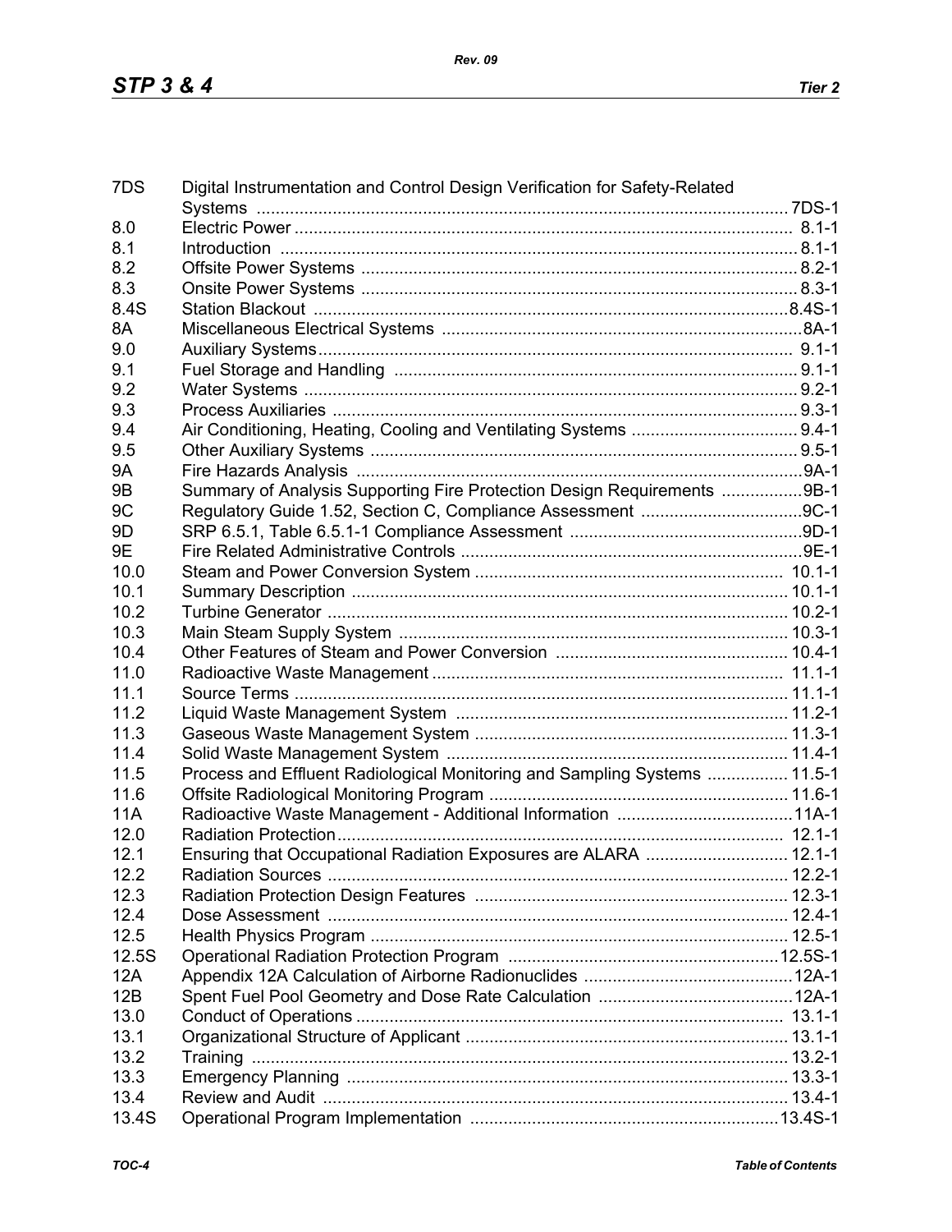| | | |
|---|---|---|
| 7DS | Digital Instrumentation and Control Design Verification for Safety-Related Systems | 7DS-1 |
| 8.0 | Electric Power | 8.1-1 |
| 8.1 | Introduction | 8.1-1 |
| 8.2 | Offsite Power Systems | 8.2-1 |
| 8.3 | Onsite Power Systems | 8.3-1 |
| 8.4S | Station Blackout | 8.4S-1 |
| 8A | Miscellaneous Electrical Systems | 8A-1 |
| 9.0 | Auxiliary Systems | 9.1-1 |
| 9.1 | Fuel Storage and Handling | 9.1-1 |
| 9.2 | Water Systems | 9.2-1 |
| 9.3 | Process Auxiliaries | 9.3-1 |
| 9.4 | Air Conditioning, Heating, Cooling and Ventilating Systems | 9.4-1 |
| 9.5 | Other Auxiliary Systems | 9.5-1 |
| 9A | Fire Hazards Analysis | 9A-1 |
| 9B | Summary of Analysis Supporting Fire Protection Design Requirements | 9B-1 |
| 9C | Regulatory Guide 1.52, Section C, Compliance Assessment | 9C-1 |
| 9D | SRP 6.5.1, Table 6.5.1-1 Compliance Assessment | 9D-1 |
| 9E | Fire Related Administrative Controls | 9E-1 |
| 10.0 | Steam and Power Conversion System | 10.1-1 |
| 10.1 | Summary Description | 10.1-1 |
| 10.2 | Turbine Generator | 10.2-1 |
| 10.3 | Main Steam Supply System | 10.3-1 |
| 10.4 | Other Features of Steam and Power Conversion | 10.4-1 |
| 11.0 | Radioactive Waste Management | 11.1-1 |
| 11.1 | Source Terms | 11.1-1 |
| 11.2 | Liquid Waste Management System | 11.2-1 |
| 11.3 | Gaseous Waste Management System | 11.3-1 |
| 11.4 | Solid Waste Management System | 11.4-1 |
| 11.5 | Process and Effluent Radiological Monitoring and Sampling Systems | 11.5-1 |
| 11.6 | Offsite Radiological Monitoring Program | 11.6-1 |
| 11A | Radioactive Waste Management - Additional Information | 11A-1 |
| 12.0 | Radiation Protection | 12.1-1 |
| 12.1 | Ensuring that Occupational Radiation Exposures are ALARA | 12.1-1 |
| 12.2 | Radiation Sources | 12.2-1 |
| 12.3 | Radiation Protection Design Features | 12.3-1 |
| 12.4 | Dose Assessment | 12.4-1 |
| 12.5 | Health Physics Program | 12.5-1 |
| 12.5S | Operational Radiation Protection Program | 12.5S-1 |
| 12A | Appendix 12A Calculation of Airborne Radionuclides | 12A-1 |
| 12B | Spent Fuel Pool Geometry and Dose Rate Calculation | 12A-1 |
| 13.0 | Conduct of Operations | 13.1-1 |
| 13.1 | Organizational Structure of Applicant | 13.1-1 |
| 13.2 | Training | 13.2-1 |
| 13.3 | Emergency Planning | 13.3-1 |
| 13.4 | Review and Audit | 13.4-1 |
| 13.4S | Operational Program Implementation | 13.4S-1 |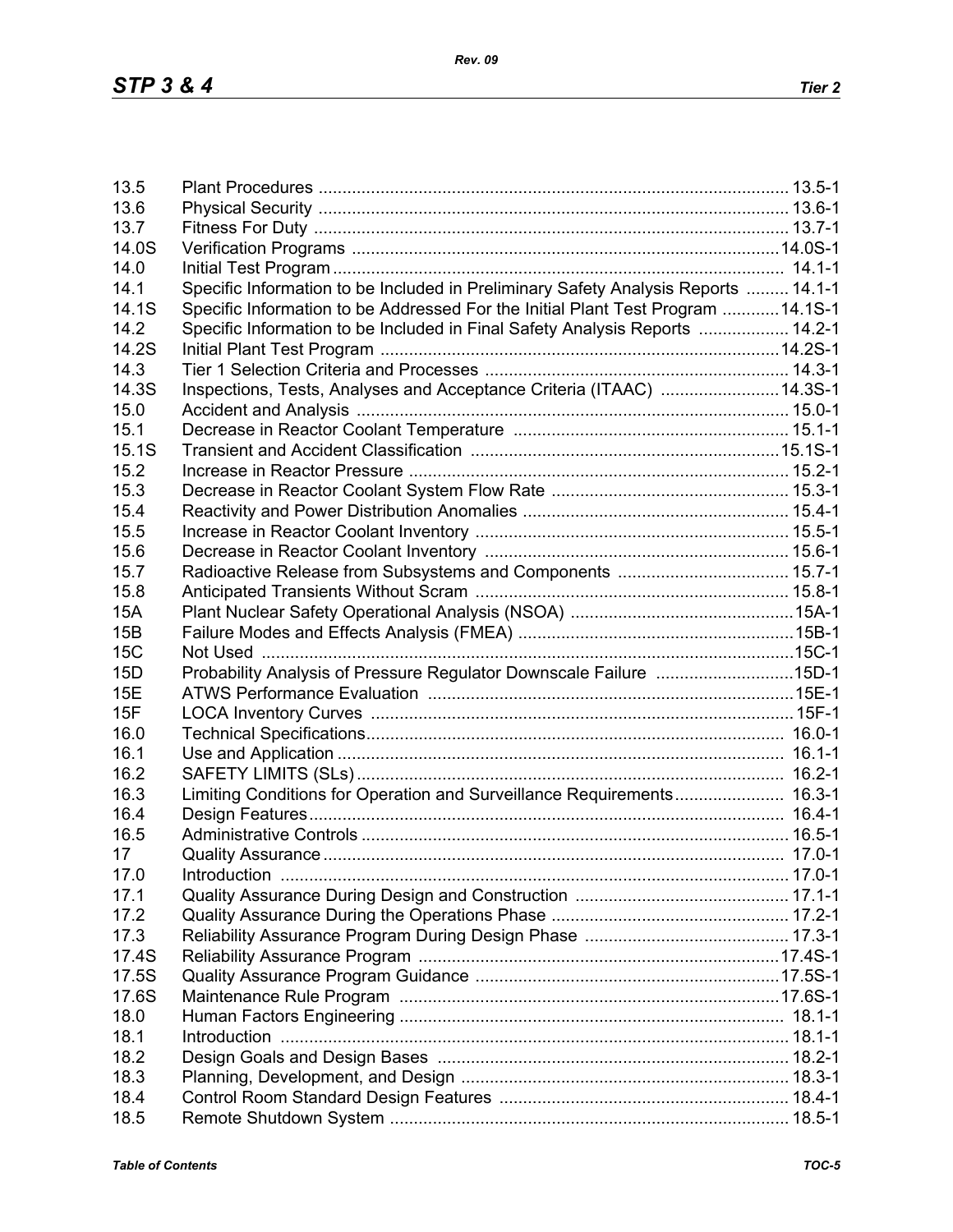| | | |
|---|---|---|
| 13.5 | Plant Procedures | 13.5-1 |
| 13.6 | Physical Security | 13.6-1 |
| 13.7 | Fitness For Duty | 13.7-1 |
| 14.0S | Verification Programs | 14.0S-1 |
| 14.0 | Initial Test Program | 14.1-1 |
| 14.1 | Specific Information to be Included in Preliminary Safety Analysis Reports | 14.1-1 |
| 14.1S | Specific Information to be Addressed For the Initial Plant Test Program | 14.1S-1 |
| 14.2 | Specific Information to be Included in Final Safety Analysis Reports | 14.2-1 |
| 14.2S | Initial Plant Test Program | 14.2S-1 |
| 14.3 | Tier 1 Selection Criteria and Processes | 14.3-1 |
| 14.3S | Inspections, Tests, Analyses and Acceptance Criteria (ITAAC) | 14.3S-1 |
| 15.0 | Accident and Analysis | 15.0-1 |
| 15.1 | Decrease in Reactor Coolant Temperature | 15.1-1 |
| 15.1S | Transient and Accident Classification | 15.1S-1 |
| 15.2 | Increase in Reactor Pressure | 15.2-1 |
| 15.3 | Decrease in Reactor Coolant System Flow Rate | 15.3-1 |
| 15.4 | Reactivity and Power Distribution Anomalies | 15.4-1 |
| 15.5 | Increase in Reactor Coolant Inventory | 15.5-1 |
| 15.6 | Decrease in Reactor Coolant Inventory | 15.6-1 |
| 15.7 | Radioactive Release from Subsystems and Components | 15.7-1 |
| 15.8 | Anticipated Transients Without Scram | 15.8-1 |
| 15A | Plant Nuclear Safety Operational Analysis (NSOA) | 15A-1 |
| 15B | Failure Modes and Effects Analysis (FMEA) | 15B-1 |
| 15C | Not Used | 15C-1 |
| 15D | Probability Analysis of Pressure Regulator Downscale Failure | 15D-1 |
| 15E | ATWS Performance Evaluation | 15E-1 |
| 15F | LOCA Inventory Curves | 15F-1 |
| 16.0 | Technical Specifications | 16.0-1 |
| 16.1 | Use and Application | 16.1-1 |
| 16.2 | SAFETY LIMITS (SLs) | 16.2-1 |
| 16.3 | Limiting Conditions for Operation and Surveillance Requirements | 16.3-1 |
| 16.4 | Design Features | 16.4-1 |
| 16.5 | Administrative Controls | 16.5-1 |
| 17 | Quality Assurance | 17.0-1 |
| 17.0 | Introduction | 17.0-1 |
| 17.1 | Quality Assurance During Design and Construction | 17.1-1 |
| 17.2 | Quality Assurance During the Operations Phase | 17.2-1 |
| 17.3 | Reliability Assurance Program During Design Phase | 17.3-1 |
| 17.4S | Reliability Assurance Program | 17.4S-1 |
| 17.5S | Quality Assurance Program Guidance | 17.5S-1 |
| 17.6S | Maintenance Rule Program | 17.6S-1 |
| 18.0 | Human Factors Engineering | 18.1-1 |
| 18.1 | Introduction | 18.1-1 |
| 18.2 | Design Goals and Design Bases | 18.2-1 |
| 18.3 | Planning, Development, and Design | 18.3-1 |
| 18.4 | Control Room Standard Design Features | 18.4-1 |
| 18.5 | Remote Shutdown System | 18.5-1 |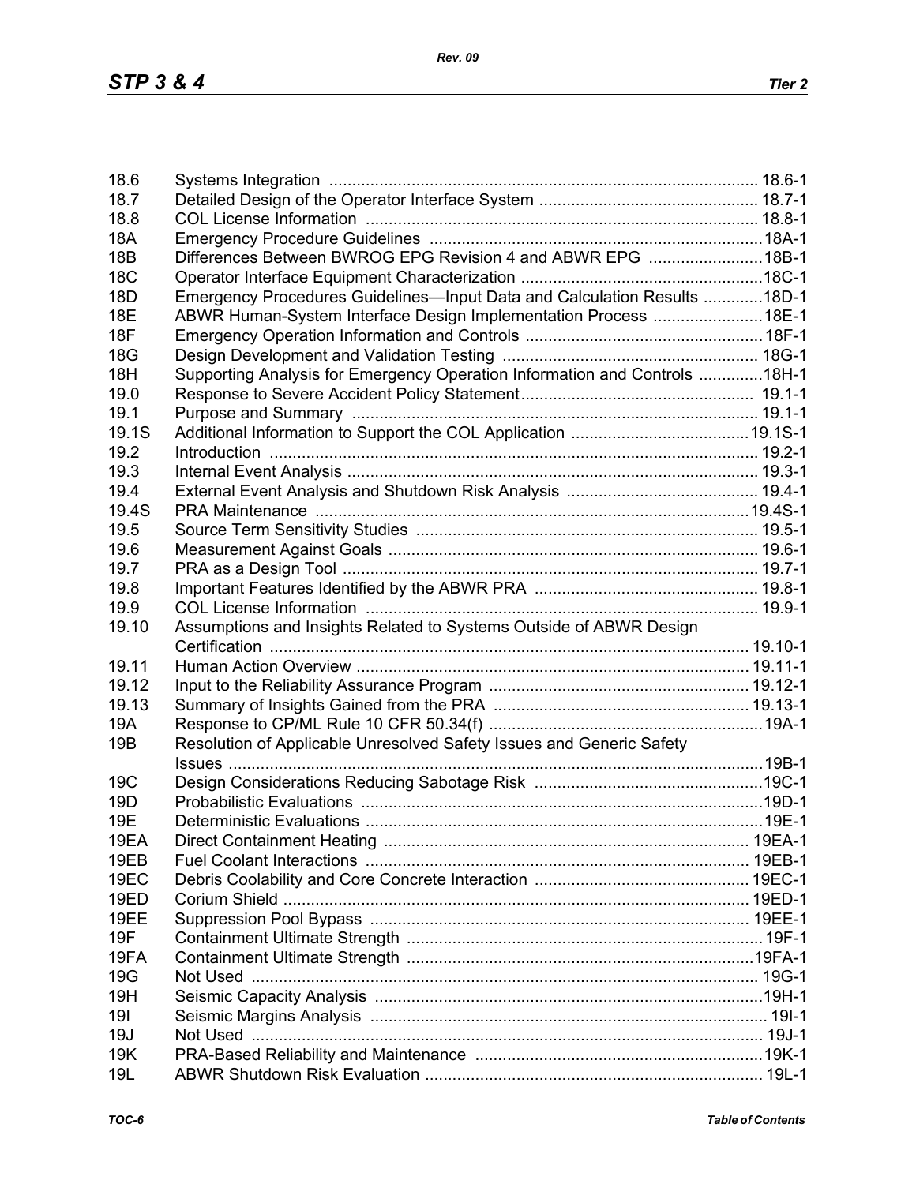| | | |
|---|---|---|
| 18.6 | Systems Integration | 18.6-1 |
| 18.7 | Detailed Design of the Operator Interface System | 18.7-1 |
| 18.8 | COL License Information | 18.8-1 |
| 18A | Emergency Procedure Guidelines | 18A-1 |
| 18B | Differences Between BWROG EPG Revision 4 and ABWR EPG | 18B-1 |
| 18C | Operator Interface Equipment Characterization | 18C-1 |
| 18D | Emergency Procedures Guidelines—Input Data and Calculation Results | 18D-1 |
| 18E | ABWR Human-System Interface Design Implementation Process | 18E-1 |
| 18F | Emergency Operation Information and Controls | 18F-1 |
| 18G | Design Development and Validation Testing | 18G-1 |
| 18H | Supporting Analysis for Emergency Operation Information and Controls | 18H-1 |
| 19.0 | Response to Severe Accident Policy Statement | 19.1-1 |
| 19.1 | Purpose and Summary | 19.1-1 |
| 19.1S | Additional Information to Support the COL Application | 19.1S-1 |
| 19.2 | Introduction | 19.2-1 |
| 19.3 | Internal Event Analysis | 19.3-1 |
| 19.4 | External Event Analysis and Shutdown Risk Analysis | 19.4-1 |
| 19.4S | PRA Maintenance | 19.4S-1 |
| 19.5 | Source Term Sensitivity Studies | 19.5-1 |
| 19.6 | Measurement Against Goals | 19.6-1 |
| 19.7 | PRA as a Design Tool | 19.7-1 |
| 19.8 | Important Features Identified by the ABWR PRA | 19.8-1 |
| 19.9 | COL License Information | 19.9-1 |
| 19.10 | Assumptions and Insights Related to Systems Outside of ABWR Design Certification | 19.10-1 |
| 19.11 | Human Action Overview | 19.11-1 |
| 19.12 | Input to the Reliability Assurance Program | 19.12-1 |
| 19.13 | Summary of Insights Gained from the PRA | 19.13-1 |
| 19A | Response to CP/ML Rule 10 CFR 50.34(f) | 19A-1 |
| 19B | Resolution of Applicable Unresolved Safety Issues and Generic Safety Issues | 19B-1 |
| 19C | Design Considerations Reducing Sabotage Risk | 19C-1 |
| 19D | Probabilistic Evaluations | 19D-1 |
| 19E | Deterministic Evaluations | 19E-1 |
| 19EA | Direct Containment Heating | 19EA-1 |
| 19EB | Fuel Coolant Interactions | 19EB-1 |
| 19EC | Debris Coolability and Core Concrete Interaction | 19EC-1 |
| 19ED | Corium Shield | 19ED-1 |
| 19EE | Suppression Pool Bypass | 19EE-1 |
| 19F | Containment Ultimate Strength | 19F-1 |
| 19FA | Containment Ultimate Strength | 19FA-1 |
| 19G | Not Used | 19G-1 |
| 19H | Seismic Capacity Analysis | 19H-1 |
| 19I | Seismic Margins Analysis | 19I-1 |
| 19J | Not Used | 19J-1 |
| 19K | PRA-Based Reliability and Maintenance | 19K-1 |
| 19L | ABWR Shutdown Risk Evaluation | 19L-1 |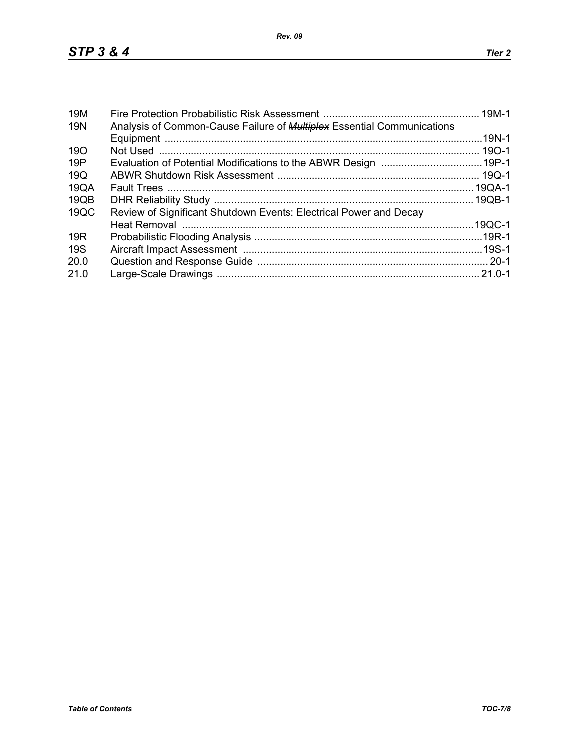| | | |
|---|---|---|
| 19M | Fire Protection Probabilistic Risk Assessment | 19M-1 |
| 19N | Analysis of Common-Cause Failure of ~~*Multiplex*~~ Essential Communications Equipment | 19N-1 |
| 19O | Not Used | 19O-1 |
| 19P | Evaluation of Potential Modifications to the ABWR Design | 19P-1 |
| 19Q | ABWR Shutdown Risk Assessment | 19Q-1 |
| 19QA | Fault Trees | 19QA-1 |
| 19QB | DHR Reliability Study | 19QB-1 |
| 19QC | Review of Significant Shutdown Events: Electrical Power and Decay Heat Removal | 19QC-1 |
| 19R | Probabilistic Flooding Analysis | 19R-1 |
| 19S | Aircraft Impact Assessment | 19S-1 |
| 20.0 | Question and Response Guide | 20-1 |
| 21.0 | Large-Scale Drawings | 21.0-1 |